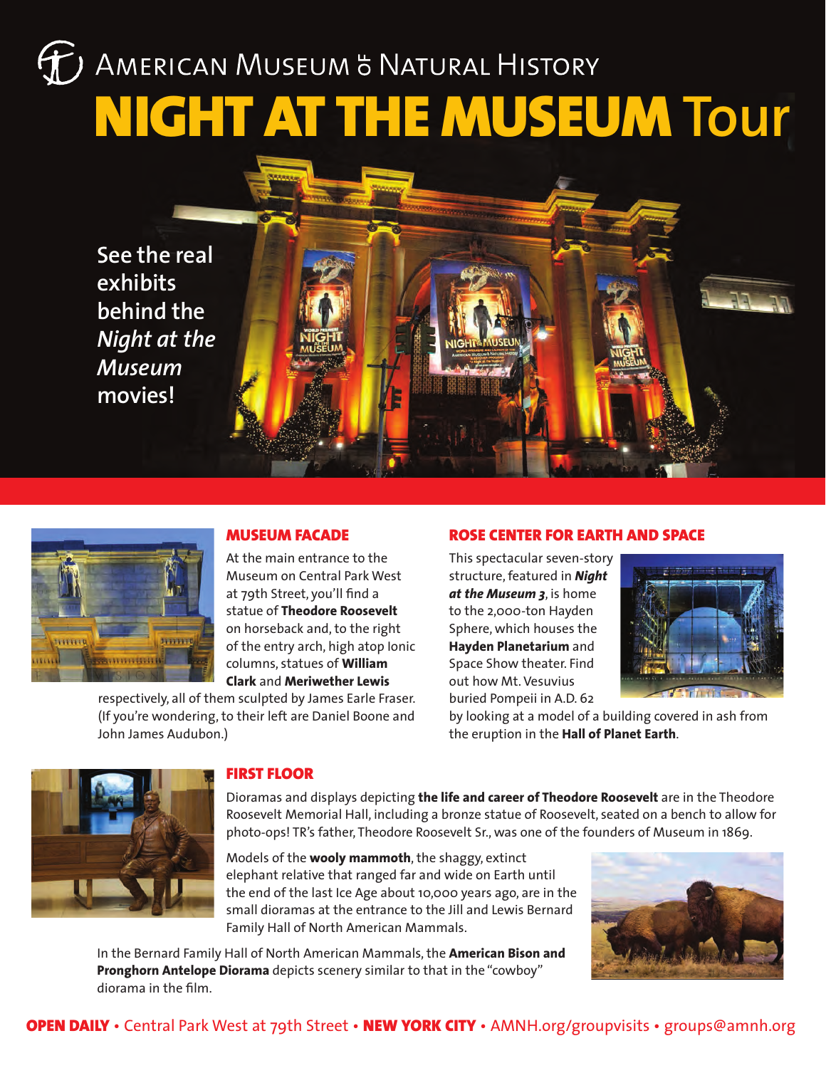# AMERICAN MUSEUM of NATURAL HISTORY

# NIGHT AT THE MUSEUM Tour

See the real exhibits behind the *Night at the Museum* movies!

## MUSEUM FACADE

At the main entrance to the Museum on Central Park West at 79th Street, you'll find a statue of **Theodore Roosevelt** on horseback and, to the right of the entry arch, high atop Ionic columns, statues of **William Clark** and **Meriwether Lewis** respectively, all of them sculpted by James Earle Fraser. (If you're wondering, to their left are Daniel Boone and John James Audubon.)

## ROSE CENTER FOR EARTH AND SPACE

This spectacular seven-story structure, featured in ***Night at the Museum 3***, is home to the 2,000-ton Hayden Sphere, which houses the **Hayden Planetarium** and Space Show theater. Find out how Mt. Vesuvius buried Pompeii in A.D. 62 by looking at a model of a building covered in ash from the eruption in the **Hall of Planet Earth**.

## FIRST FLOOR

Dioramas and displays depicting **the life and career of Theodore Roosevelt** are in the Theodore Roosevelt Memorial Hall, including a bronze statue of Roosevelt, seated on a bench to allow for photo-ops! TR's father, Theodore Roosevelt Sr., was one of the founders of Museum in 1869.

Models of the **wooly mammoth**, the shaggy, extinct elephant relative that ranged far and wide on Earth until the end of the last Ice Age about 10,000 years ago, are in the small dioramas at the entrance to the Jill and Lewis Bernard Family Hall of North American Mammals.

In the Bernard Family Hall of North American Mammals, the **American Bison and Pronghorn Antelope Diorama** depicts scenery similar to that in the "cowboy" diorama in the film.

**OPEN DAILY** • Central Park West at 79th Street • **NEW YORK CITY** • AMNH.org/groupvisits • groups@amnh.org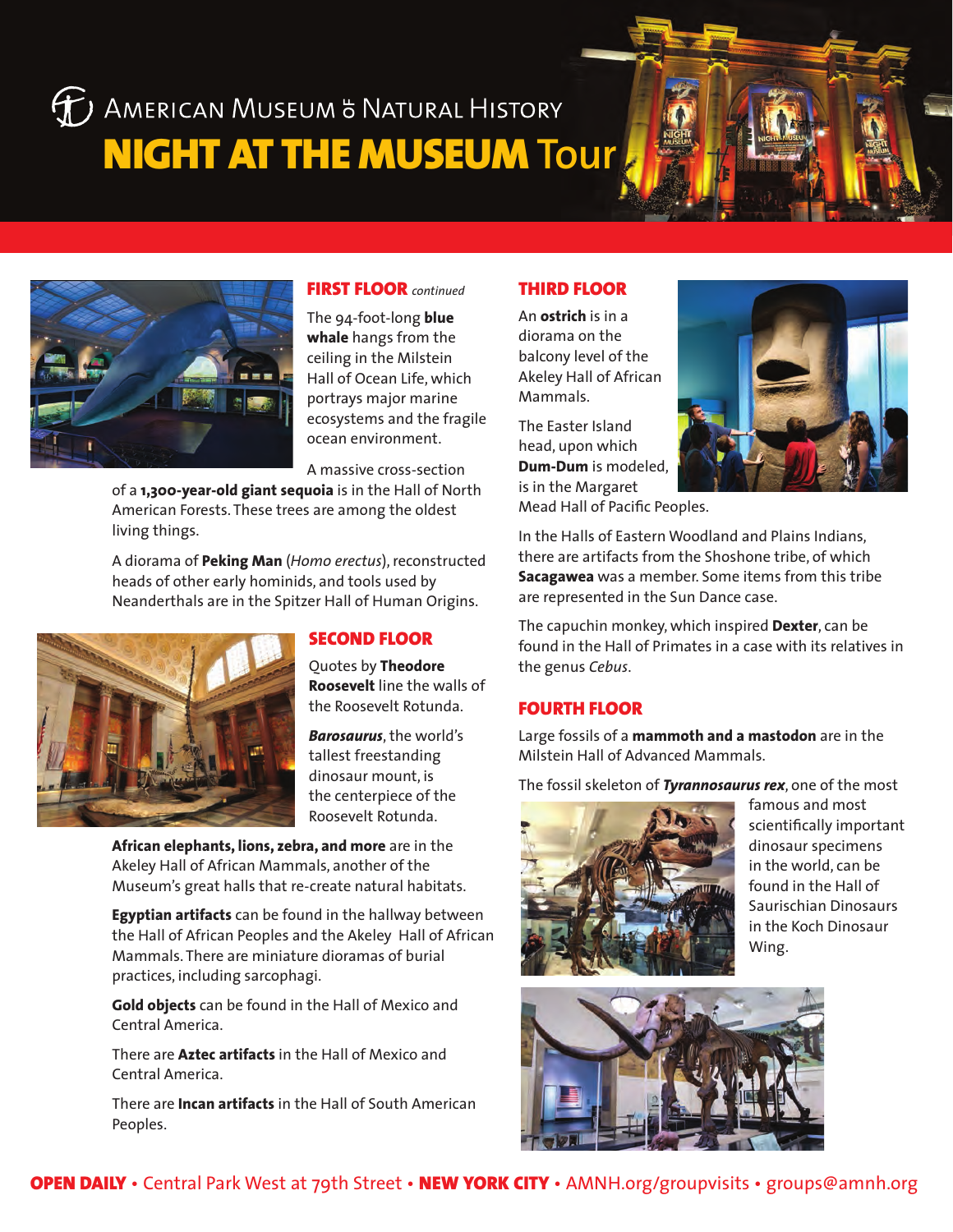# AMERICAN MUSEUM of NATURAL HISTORY

# NIGHT AT THE MUSEUM Tour

## FIRST FLOOR *continued*

The 94-foot-long **blue whale** hangs from the ceiling in the Milstein Hall of Ocean Life, which portrays major marine ecosystems and the fragile ocean environment.

A massive cross-section of a **1,300-year-old giant sequoia** is in the Hall of North American Forests. These trees are among the oldest living things.

A diorama of **Peking Man** (*Homo erectus*), reconstructed heads of other early hominids, and tools used by Neanderthals are in the Spitzer Hall of Human Origins.

## SECOND FLOOR

Quotes by **Theodore Roosevelt** line the walls of the Roosevelt Rotunda.

***Barosaurus***, the world's tallest freestanding dinosaur mount, is the centerpiece of the Roosevelt Rotunda.

**African elephants, lions, zebra, and more** are in the Akeley Hall of African Mammals, another of the Museum's great halls that re-create natural habitats.

**Egyptian artifacts** can be found in the hallway between the Hall of African Peoples and the Akeley Hall of African Mammals. There are miniature dioramas of burial practices, including sarcophagi.

**Gold objects** can be found in the Hall of Mexico and Central America.

There are **Aztec artifacts** in the Hall of Mexico and Central America.

There are **Incan artifacts** in the Hall of South American Peoples.

## THIRD FLOOR

An **ostrich** is in a diorama on the balcony level of the Akeley Hall of African Mammals.

The Easter Island head, upon which **Dum-Dum** is modeled, is in the Margaret Mead Hall of Pacific Peoples.

In the Halls of Eastern Woodland and Plains Indians, there are artifacts from the Shoshone tribe, of which **Sacagawea** was a member. Some items from this tribe are represented in the Sun Dance case.

The capuchin monkey, which inspired **Dexter**, can be found in the Hall of Primates in a case with its relatives in the genus *Cebus*.

## FOURTH FLOOR

Large fossils of a **mammoth and a mastodon** are in the Milstein Hall of Advanced Mammals.

The fossil skeleton of ***Tyrannosaurus rex***, one of the most famous and most scientifically important dinosaur specimens in the world, can be found in the Hall of Saurischian Dinosaurs in the Koch Dinosaur Wing.

**OPEN DAILY** • Central Park West at 79th Street • **NEW YORK CITY** • AMNH.org/groupvisits • groups@amnh.org